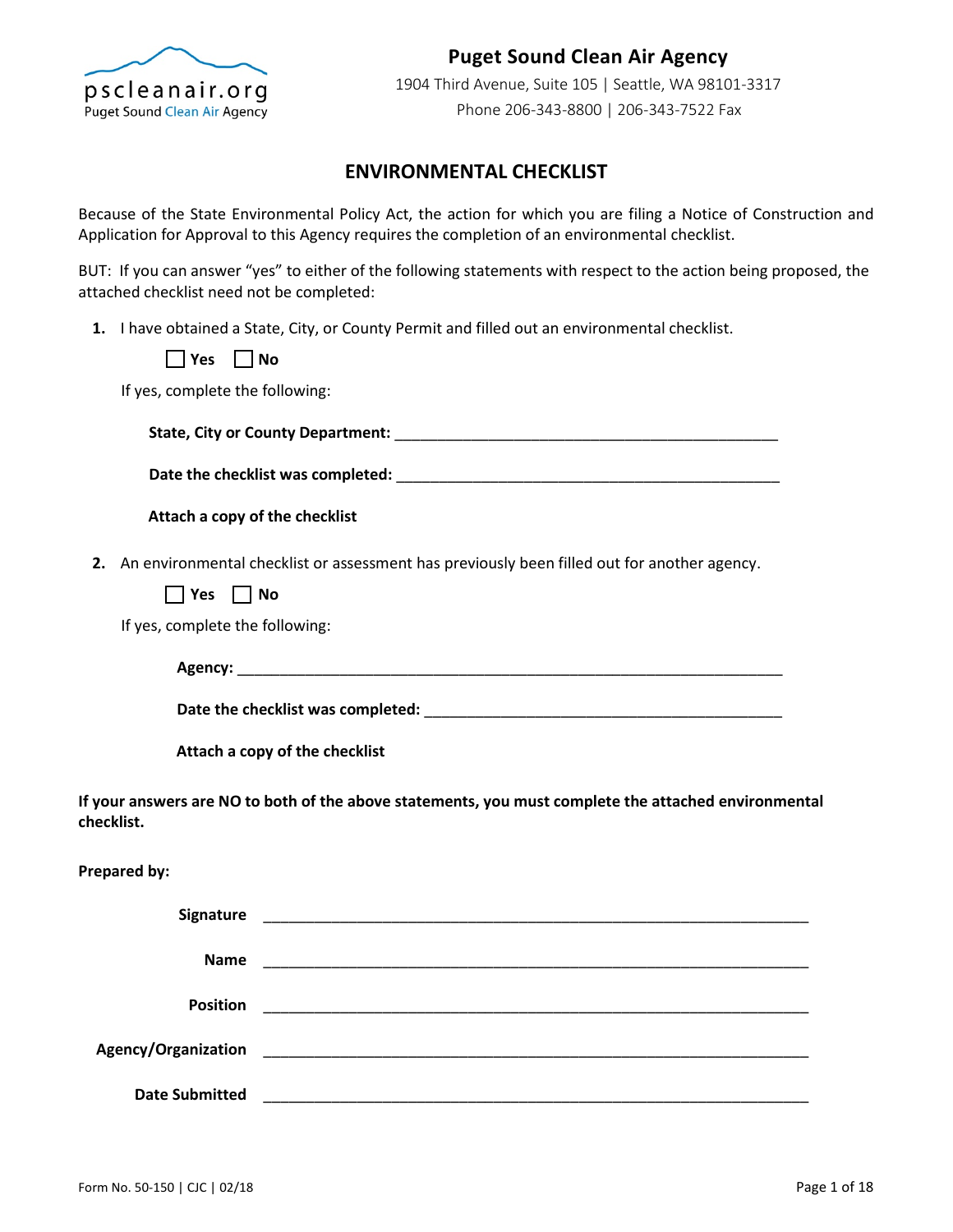**Puget Sound Clean Air Agency**

1904 Third Avenue, Suite 105 | Seattle, WA 98101-3317

Phone 206-343-8800 | 206-343-7522 Fax

# ENVIRONMENTAL CHECKLIST

Because of the State Environmental Policy Act, the action for which you are filing a Notice of Construction and Application for Approval to this Agency requires the completion of an environmental checklist.

BUT: If you can answer "yes" to either of the following statements with respect to the action being proposed, the attached checklist need not be completed:

1. I have obtained a State, City, or County Permit and filled out an environmental checklist.

   ☐ **Yes** ☐ **No**

   If yes, complete the following:

   **State, City or County Department:** _______________________________________________

   **Date the checklist was completed:** _______________________________________________

   **Attach a copy of the checklist**

2. An environmental checklist or assessment has previously been filled out for another agency.

   ☐ **Yes** ☐ **No**

   If yes, complete the following:

   **Agency:** _______________________________________________

   **Date the checklist was completed:** _______________________________________________

   **Attach a copy of the checklist**

**If your answers are NO to both of the above statements, you must complete the attached environmental checklist.**

**Prepared by:**

**Signature** _______________________________________________

**Name** _______________________________________________

**Position** _______________________________________________

**Agency/Organization** _______________________________________________

**Date Submitted** _______________________________________________

Form No. 50-150 | CJC | 02/18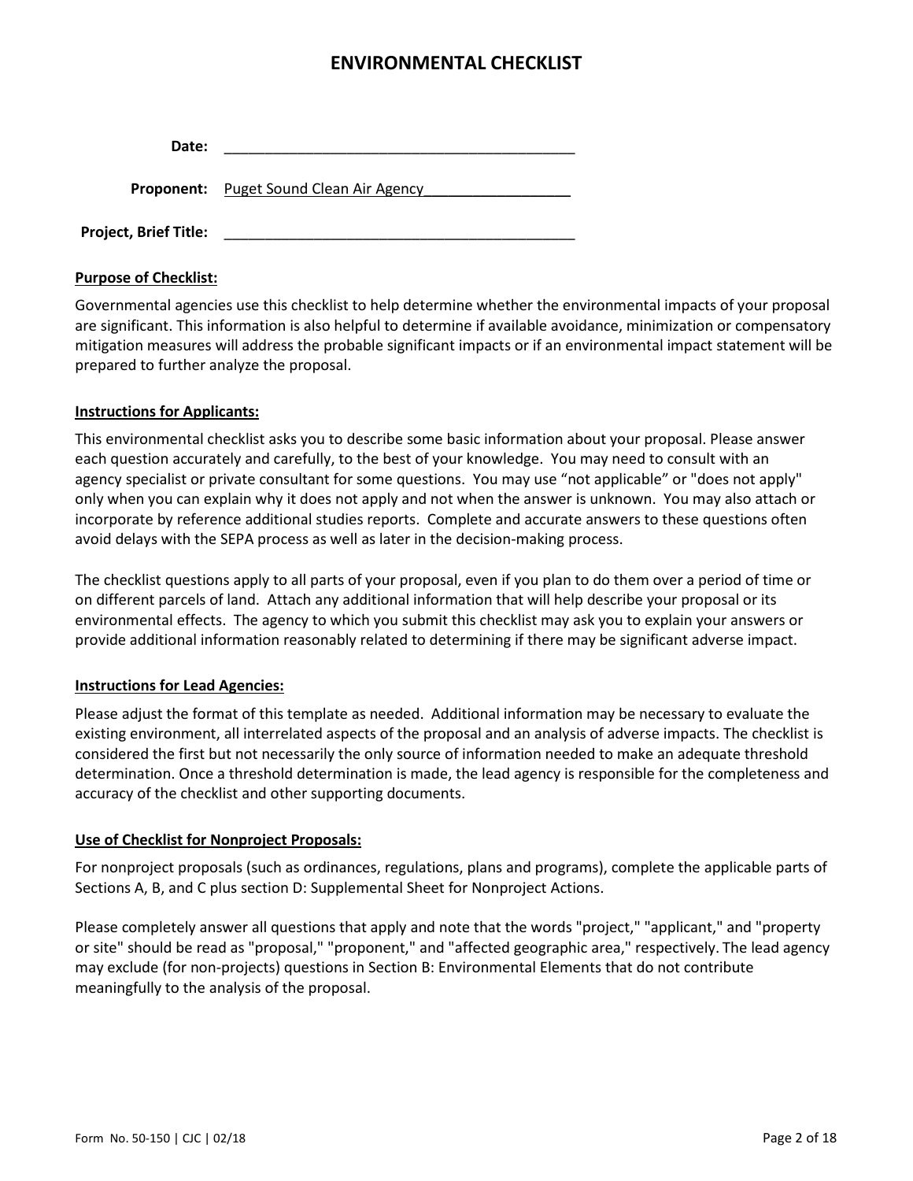# ENVIRONMENTAL CHECKLIST

**Date:** ____________________________________________

**Proponent:** Puget Sound Clean Air Agency__________________

**Project, Brief Title:** ____________________________________________

**Purpose of Checklist:**

Governmental agencies use this checklist to help determine whether the environmental impacts of your proposal are significant. This information is also helpful to determine if available avoidance, minimization or compensatory mitigation measures will address the probable significant impacts or if an environmental impact statement will be prepared to further analyze the proposal.

**Instructions for Applicants:**

This environmental checklist asks you to describe some basic information about your proposal. Please answer each question accurately and carefully, to the best of your knowledge. You may need to consult with an agency specialist or private consultant for some questions. You may use "not applicable" or "does not apply" only when you can explain why it does not apply and not when the answer is unknown. You may also attach or incorporate by reference additional studies reports. Complete and accurate answers to these questions often avoid delays with the SEPA process as well as later in the decision-making process.

The checklist questions apply to all parts of your proposal, even if you plan to do them over a period of time or on different parcels of land. Attach any additional information that will help describe your proposal or its environmental effects. The agency to which you submit this checklist may ask you to explain your answers or provide additional information reasonably related to determining if there may be significant adverse impact.

**Instructions for Lead Agencies:**

Please adjust the format of this template as needed. Additional information may be necessary to evaluate the existing environment, all interrelated aspects of the proposal and an analysis of adverse impacts. The checklist is considered the first but not necessarily the only source of information needed to make an adequate threshold determination. Once a threshold determination is made, the lead agency is responsible for the completeness and accuracy of the checklist and other supporting documents.

**Use of Checklist for Nonproject Proposals:**

For nonproject proposals (such as ordinances, regulations, plans and programs), complete the applicable parts of Sections A, B, and C plus section D: Supplemental Sheet for Nonproject Actions.

Please completely answer all questions that apply and note that the words "project," "applicant," and "property or site" should be read as "proposal," "proponent," and "affected geographic area," respectively. The lead agency may exclude (for non-projects) questions in Section B: Environmental Elements that do not contribute meaningfully to the analysis of the proposal.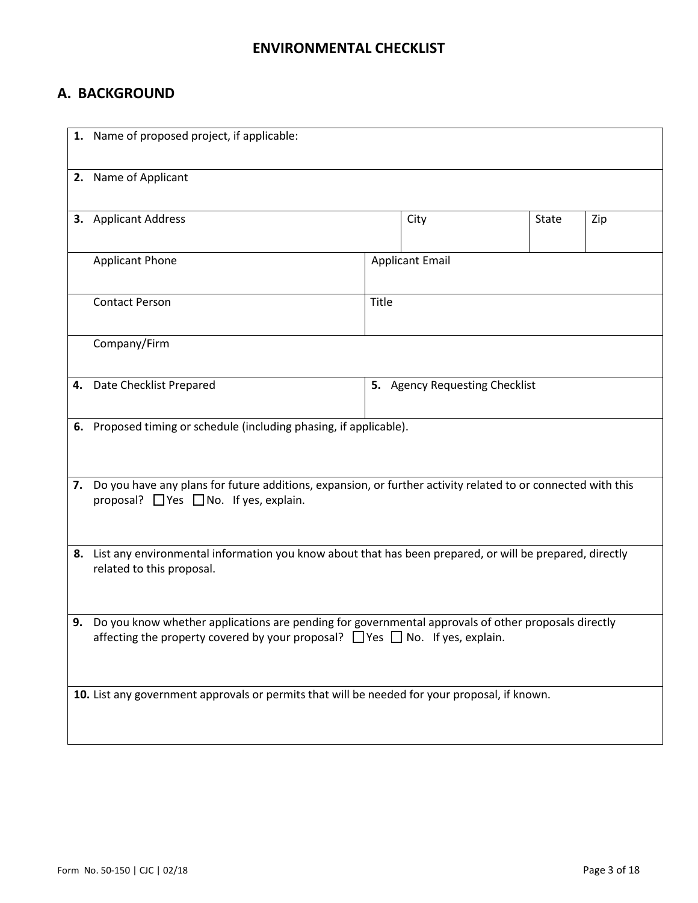# ENVIRONMENTAL CHECKLIST

## A. BACKGROUND

| | | | | |
|---|---|---|---|---|
| **1.** Name of proposed project, if applicable: | | | | |
| **2.** Name of Applicant | | | | |
| **3.** Applicant Address | | City | State | Zip |
| Applicant Phone | Applicant Email | | | |
| Contact Person | Title | | | |
| Company/Firm | | | | |
| **4.** Date Checklist Prepared | **5.** Agency Requesting Checklist | | | |
| **6.** Proposed timing or schedule (including phasing, if applicable). | | | | |
| **7.** Do you have any plans for future additions, expansion, or further activity related to or connected with this proposal? ☐ Yes ☐ No. If yes, explain. | | | | |
| **8.** List any environmental information you know about that has been prepared, or will be prepared, directly related to this proposal. | | | | |
| **9.** Do you know whether applications are pending for governmental approvals of other proposals directly affecting the property covered by your proposal? ☐ Yes ☐ No. If yes, explain. | | | | |
| **10.** List any government approvals or permits that will be needed for your proposal, if known. | | | | |

Form No. 50-150 | CJC | 02/18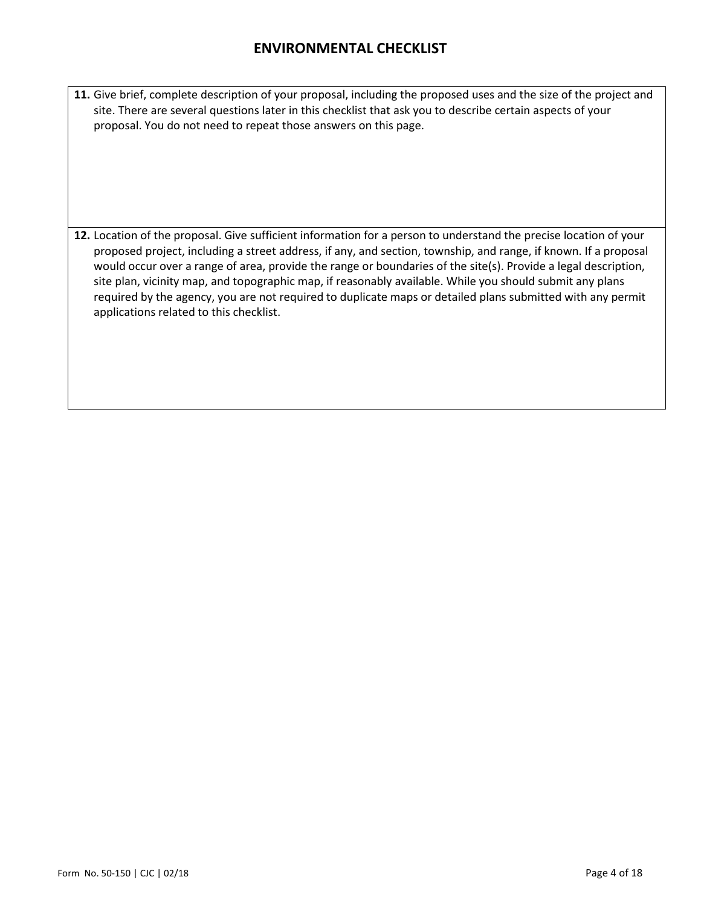# ENVIRONMENTAL CHECKLIST

**11.** Give brief, complete description of your proposal, including the proposed uses and the size of the project and site. There are several questions later in this checklist that ask you to describe certain aspects of your proposal. You do not need to repeat those answers on this page.

**12.** Location of the proposal. Give sufficient information for a person to understand the precise location of your proposed project, including a street address, if any, and section, township, and range, if known. If a proposal would occur over a range of area, provide the range or boundaries of the site(s). Provide a legal description, site plan, vicinity map, and topographic map, if reasonably available. While you should submit any plans required by the agency, you are not required to duplicate maps or detailed plans submitted with any permit applications related to this checklist.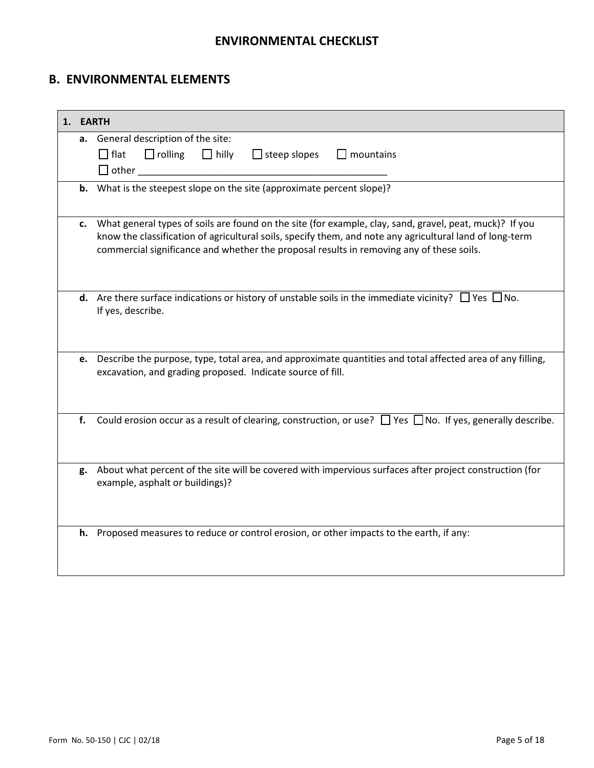## ENVIRONMENTAL CHECKLIST

## B. ENVIRONMENTAL ELEMENTS

| 1. EARTH |
|---|
| **a.** General description of the site:<br>☐ flat ☐ rolling ☐ hilly ☐ steep slopes ☐ mountains<br>☐ other _______________________________________________ |
| **b.** What is the steepest slope on the site (approximate percent slope)? |
| **c.** What general types of soils are found on the site (for example, clay, sand, gravel, peat, muck)? If you know the classification of agricultural soils, specify them, and note any agricultural land of long-term commercial significance and whether the proposal results in removing any of these soils. |
| **d.** Are there surface indications or history of unstable soils in the immediate vicinity? ☐ Yes ☐ No.<br>If yes, describe. |
| **e.** Describe the purpose, type, total area, and approximate quantities and total affected area of any filling, excavation, and grading proposed. Indicate source of fill. |
| **f.** Could erosion occur as a result of clearing, construction, or use? ☐ Yes ☐ No. If yes, generally describe. |
| **g.** About what percent of the site will be covered with impervious surfaces after project construction (for example, asphalt or buildings)? |
| **h.** Proposed measures to reduce or control erosion, or other impacts to the earth, if any: |

Form No. 50-150 | CJC | 02/18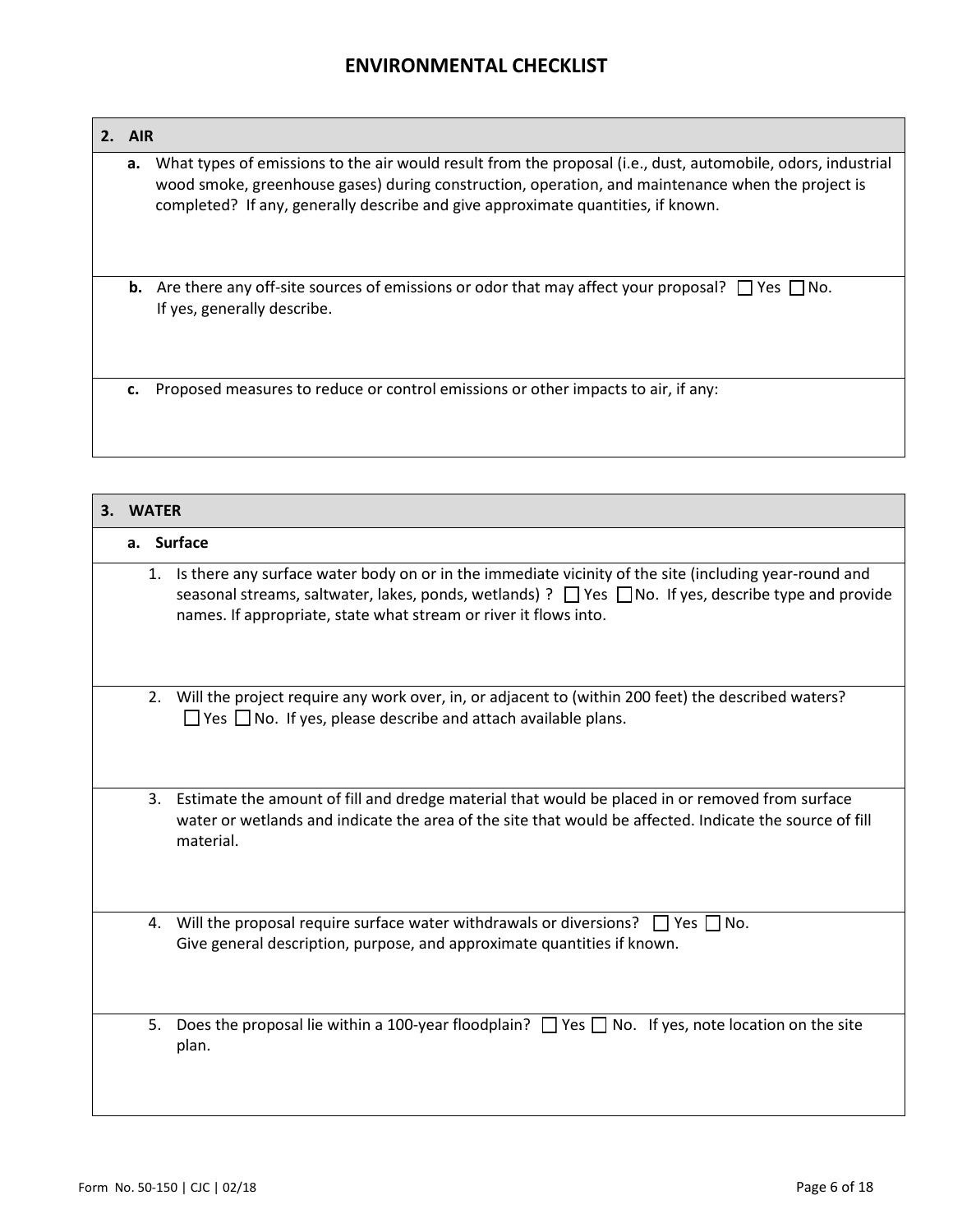# ENVIRONMENTAL CHECKLIST

## 2. AIR

**a.** What types of emissions to the air would result from the proposal (i.e., dust, automobile, odors, industrial wood smoke, greenhouse gases) during construction, operation, and maintenance when the project is completed? If any, generally describe and give approximate quantities, if known.

**b.** Are there any off-site sources of emissions or odor that may affect your proposal? ☐ Yes ☐ No. If yes, generally describe.

**c.** Proposed measures to reduce or control emissions or other impacts to air, if any:

## 3. WATER

### a. Surface

1. Is there any surface water body on or in the immediate vicinity of the site (including year-round and seasonal streams, saltwater, lakes, ponds, wetlands) ? ☐ Yes ☐ No. If yes, describe type and provide names. If appropriate, state what stream or river it flows into.

2. Will the project require any work over, in, or adjacent to (within 200 feet) the described waters? ☐ Yes ☐ No. If yes, please describe and attach available plans.

3. Estimate the amount of fill and dredge material that would be placed in or removed from surface water or wetlands and indicate the area of the site that would be affected. Indicate the source of fill material.

4. Will the proposal require surface water withdrawals or diversions? ☐ Yes ☐ No. Give general description, purpose, and approximate quantities if known.

5. Does the proposal lie within a 100-year floodplain? ☐ Yes ☐ No. If yes, note location on the site plan.

Form No. 50-150 | CJC | 02/18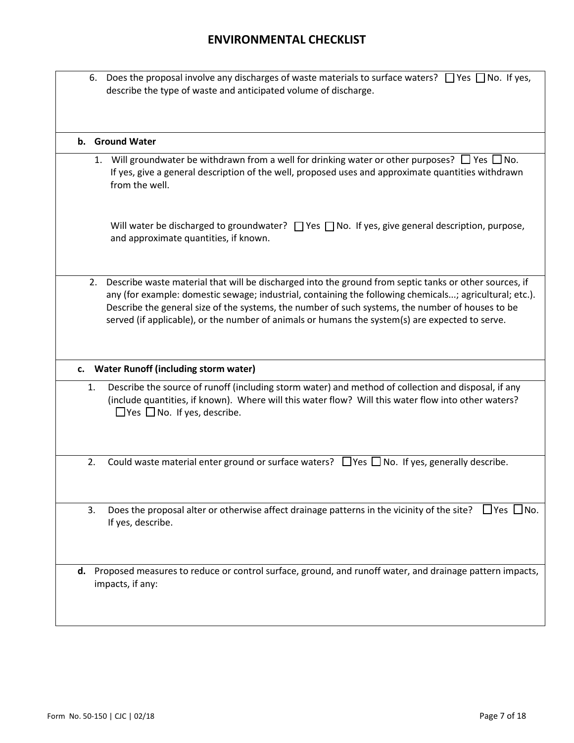# ENVIRONMENTAL CHECKLIST

6. Does the proposal involve any discharges of waste materials to surface waters? ☐ Yes ☐ No. If yes, describe the type of waste and anticipated volume of discharge.

**b. Ground Water**

1. Will groundwater be withdrawn from a well for drinking water or other purposes? ☐ Yes ☐ No. If yes, give a general description of the well, proposed uses and approximate quantities withdrawn from the well.

   Will water be discharged to groundwater? ☐ Yes ☐ No. If yes, give general description, purpose, and approximate quantities, if known.

2. Describe waste material that will be discharged into the ground from septic tanks or other sources, if any (for example: domestic sewage; industrial, containing the following chemicals...; agricultural; etc.). Describe the general size of the systems, the number of such systems, the number of houses to be served (if applicable), or the number of animals or humans the system(s) are expected to serve.

**c. Water Runoff (including storm water)**

1. Describe the source of runoff (including storm water) and method of collection and disposal, if any (include quantities, if known). Where will this water flow? Will this water flow into other waters? ☐ Yes ☐ No. If yes, describe.

2. Could waste material enter ground or surface waters? ☐ Yes ☐ No. If yes, generally describe.

3. Does the proposal alter or otherwise affect drainage patterns in the vicinity of the site? ☐ Yes ☐ No. If yes, describe.

**d.** Proposed measures to reduce or control surface, ground, and runoff water, and drainage pattern impacts, impacts, if any:

Form No. 50-150 | CJC | 02/18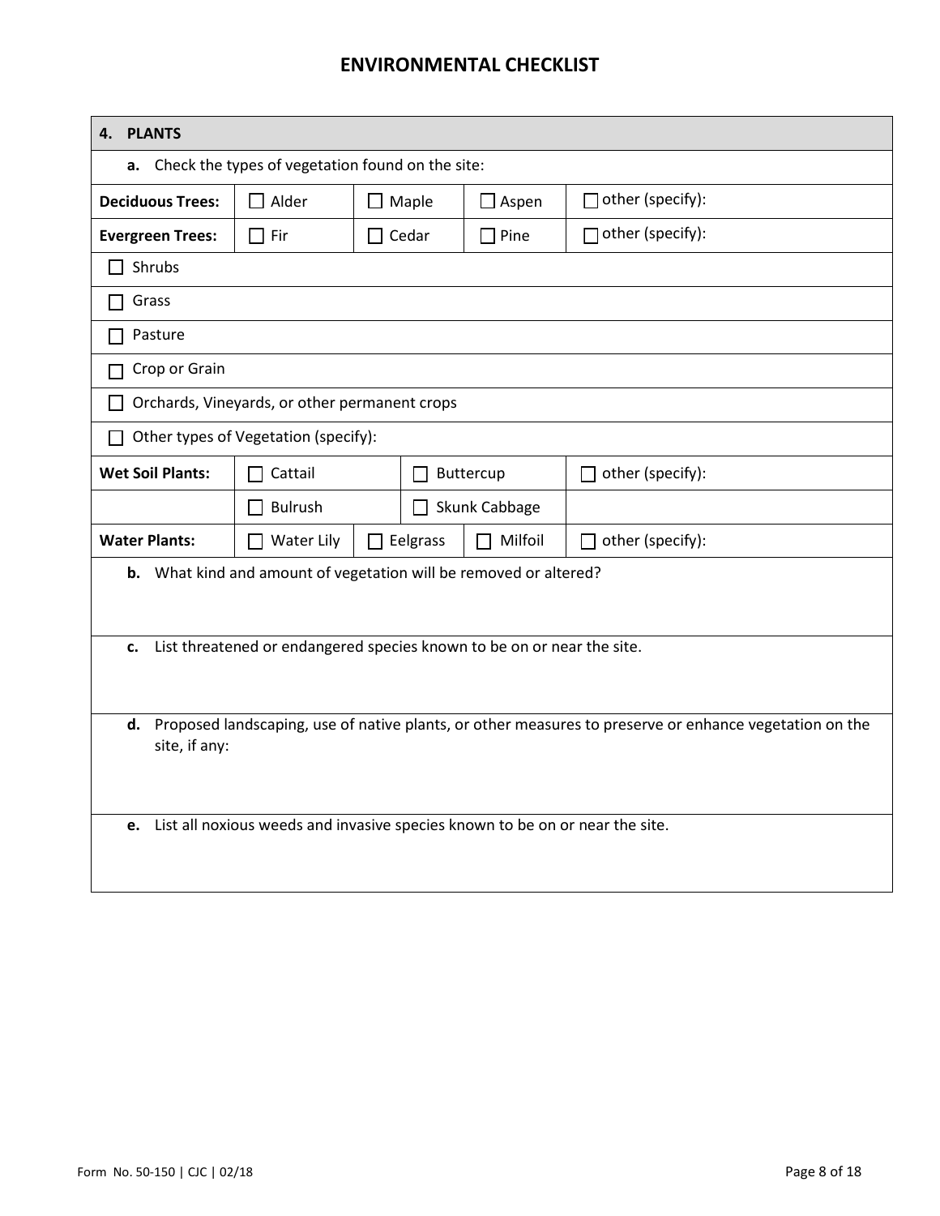# ENVIRONMENTAL CHECKLIST

## 4. PLANTS

**a.** Check the types of vegetation found on the site:

| | | | | |
|---|---|---|---|---|
| **Deciduous Trees:** | ☐ Alder | ☐ Maple | ☐ Aspen | ☐ other (specify): |
| **Evergreen Trees:** | ☐ Fir | ☐ Cedar | ☐ Pine | ☐ other (specify): |

☐ Shrubs

☐ Grass

☐ Pasture

☐ Crop or Grain

☐ Orchards, Vineyards, or other permanent crops

☐ Other types of Vegetation (specify):

| | | | |
|---|---|---|---|
| **Wet Soil Plants:** | ☐ Cattail | ☐ Buttercup | ☐ other (specify): |
| | ☐ Bulrush | ☐ Skunk Cabbage | |

| | | | | |
|---|---|---|---|---|
| **Water Plants:** | ☐ Water Lily | ☐ Eelgrass | ☐ Milfoil | ☐ other (specify): |

**b.** What kind and amount of vegetation will be removed or altered?

**c.** List threatened or endangered species known to be on or near the site.

**d.** Proposed landscaping, use of native plants, or other measures to preserve or enhance vegetation on the site, if any:

**e.** List all noxious weeds and invasive species known to be on or near the site.

Form No. 50-150 | CJC | 02/18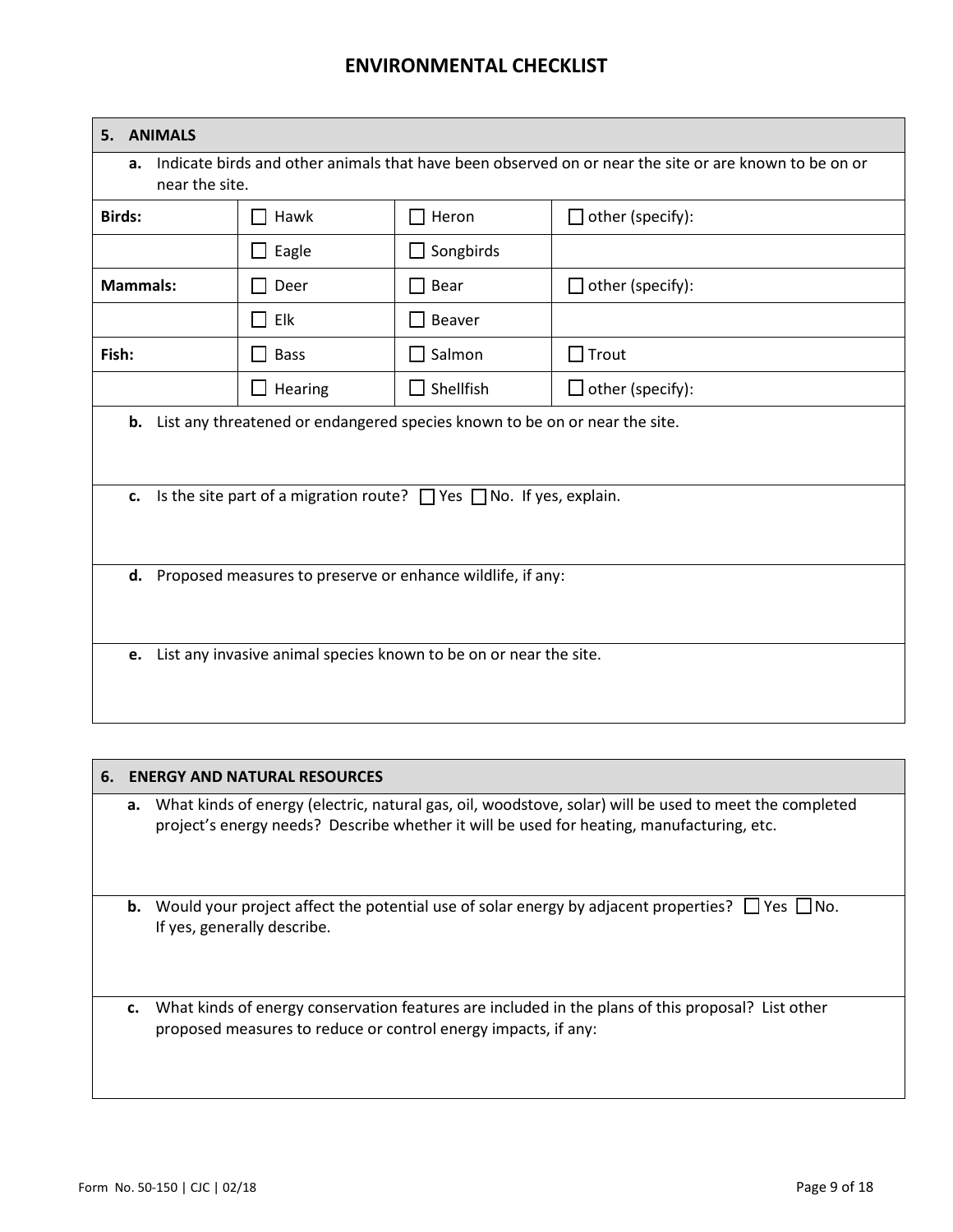# ENVIRONMENTAL CHECKLIST

## 5. ANIMALS

**a.** Indicate birds and other animals that have been observed on or near the site or are known to be on or near the site.

| | | | |
|---|---|---|---|
| **Birds:** | ☐ Hawk | ☐ Heron | ☐ other (specify): |
| | ☐ Eagle | ☐ Songbirds | |
| **Mammals:** | ☐ Deer | ☐ Bear | ☐ other (specify): |
| | ☐ Elk | ☐ Beaver | |
| **Fish:** | ☐ Bass | ☐ Salmon | ☐ Trout |
| | ☐ Hearing | ☐ Shellfish | ☐ other (specify): |

**b.** List any threatened or endangered species known to be on or near the site.

**c.** Is the site part of a migration route? ☐ Yes ☐ No. If yes, explain.

**d.** Proposed measures to preserve or enhance wildlife, if any:

**e.** List any invasive animal species known to be on or near the site.

## 6. ENERGY AND NATURAL RESOURCES

**a.** What kinds of energy (electric, natural gas, oil, woodstove, solar) will be used to meet the completed project's energy needs? Describe whether it will be used for heating, manufacturing, etc.

**b.** Would your project affect the potential use of solar energy by adjacent properties? ☐ Yes ☐ No. If yes, generally describe.

**c.** What kinds of energy conservation features are included in the plans of this proposal? List other proposed measures to reduce or control energy impacts, if any:

Form No. 50-150 | CJC | 02/18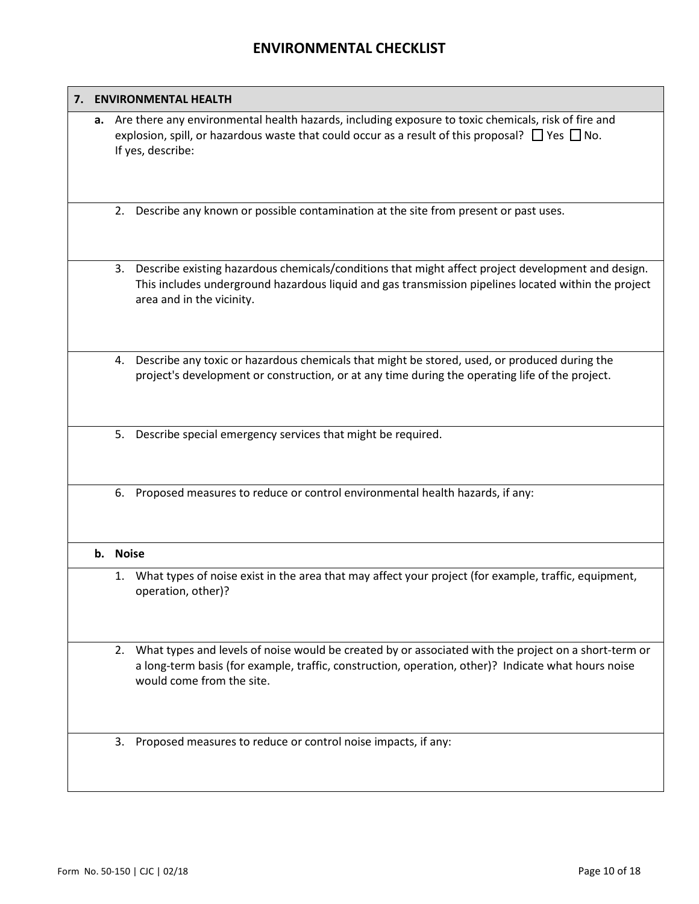# ENVIRONMENTAL CHECKLIST

## 7. ENVIRONMENTAL HEALTH

**a.** Are there any environmental health hazards, including exposure to toxic chemicals, risk of fire and explosion, spill, or hazardous waste that could occur as a result of this proposal? ☐ Yes ☐ No.
If yes, describe:

2. Describe any known or possible contamination at the site from present or past uses.

3. Describe existing hazardous chemicals/conditions that might affect project development and design. This includes underground hazardous liquid and gas transmission pipelines located within the project area and in the vicinity.

4. Describe any toxic or hazardous chemicals that might be stored, used, or produced during the project's development or construction, or at any time during the operating life of the project.

5. Describe special emergency services that might be required.

6. Proposed measures to reduce or control environmental health hazards, if any:

**b. Noise**

1. What types of noise exist in the area that may affect your project (for example, traffic, equipment, operation, other)?

2. What types and levels of noise would be created by or associated with the project on a short-term or a long-term basis (for example, traffic, construction, operation, other)? Indicate what hours noise would come from the site.

3. Proposed measures to reduce or control noise impacts, if any: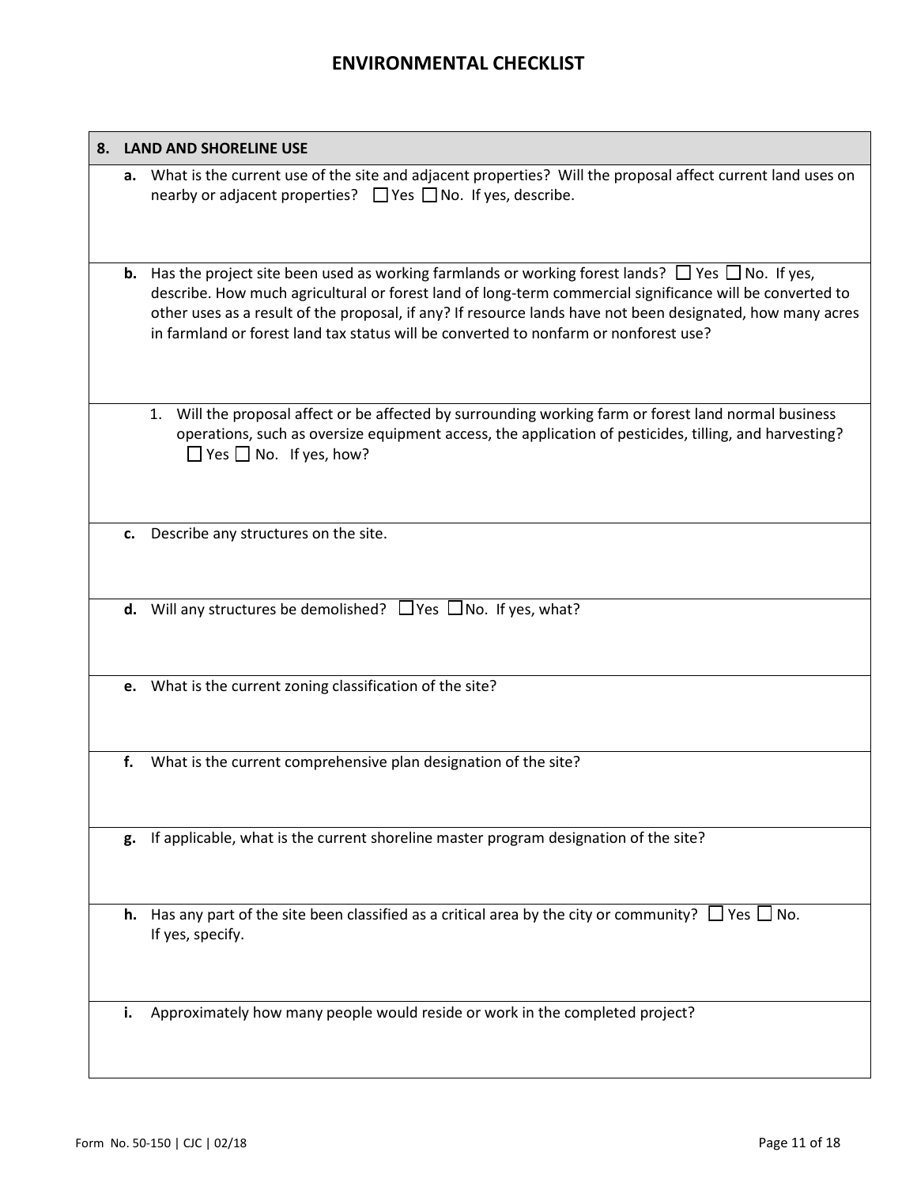# ENVIRONMENTAL CHECKLIST

| 8. LAND AND SHORELINE USE |
|---|
| **a.** What is the current use of the site and adjacent properties? Will the proposal affect current land uses on nearby or adjacent properties? ☐ Yes ☐ No. If yes, describe. |
| **b.** Has the project site been used as working farmlands or working forest lands? ☐ Yes ☐ No. If yes, describe. How much agricultural or forest land of long-term commercial significance will be converted to other uses as a result of the proposal, if any? If resource lands have not been designated, how many acres in farmland or forest land tax status will be converted to nonfarm or nonforest use? |
| 1. Will the proposal affect or be affected by surrounding working farm or forest land normal business operations, such as oversize equipment access, the application of pesticides, tilling, and harvesting? ☐ Yes ☐ No. If yes, how? |
| **c.** Describe any structures on the site. |
| **d.** Will any structures be demolished? ☐ Yes ☐ No. If yes, what? |
| **e.** What is the current zoning classification of the site? |
| **f.** What is the current comprehensive plan designation of the site? |
| **g.** If applicable, what is the current shoreline master program designation of the site? |
| **h.** Has any part of the site been classified as a critical area by the city or community? ☐ Yes ☐ No. If yes, specify. |
| **i.** Approximately how many people would reside or work in the completed project? |

Form No. 50-150 \| CJC \| 02/18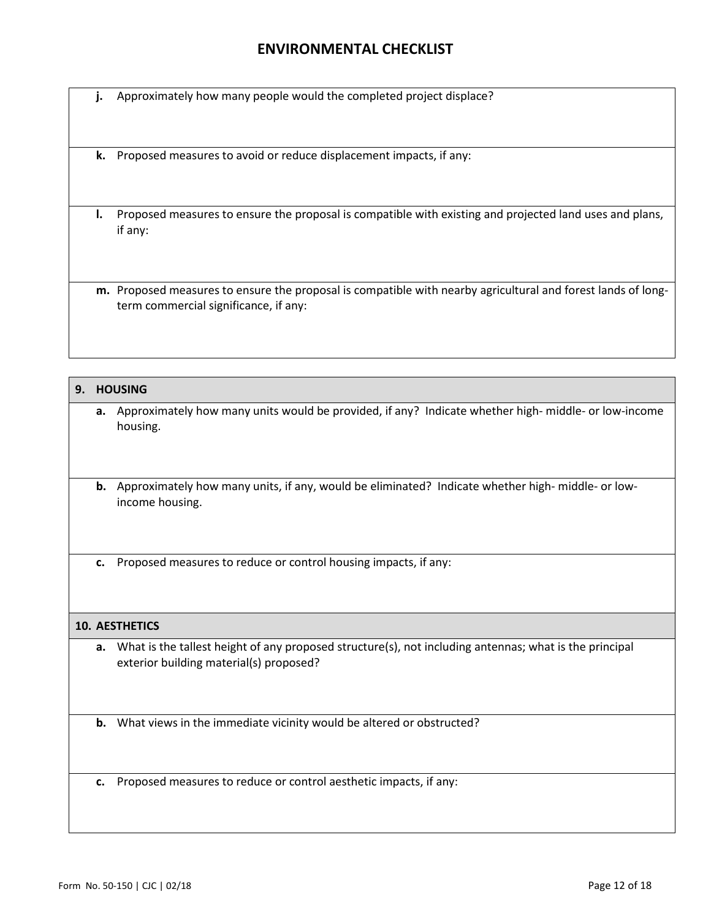# ENVIRONMENTAL CHECKLIST

**j.** Approximately how many people would the completed project displace?

**k.** Proposed measures to avoid or reduce displacement impacts, if any:

**l.** Proposed measures to ensure the proposal is compatible with existing and projected land uses and plans, if any:

**m.** Proposed measures to ensure the proposal is compatible with nearby agricultural and forest lands of long-term commercial significance, if any:

## 9. HOUSING

**a.** Approximately how many units would be provided, if any? Indicate whether high- middle- or low-income housing.

**b.** Approximately how many units, if any, would be eliminated? Indicate whether high- middle- or low-income housing.

**c.** Proposed measures to reduce or control housing impacts, if any:

## 10. AESTHETICS

**a.** What is the tallest height of any proposed structure(s), not including antennas; what is the principal exterior building material(s) proposed?

**b.** What views in the immediate vicinity would be altered or obstructed?

**c.** Proposed measures to reduce or control aesthetic impacts, if any:

Form No. 50-150 | CJC | 02/18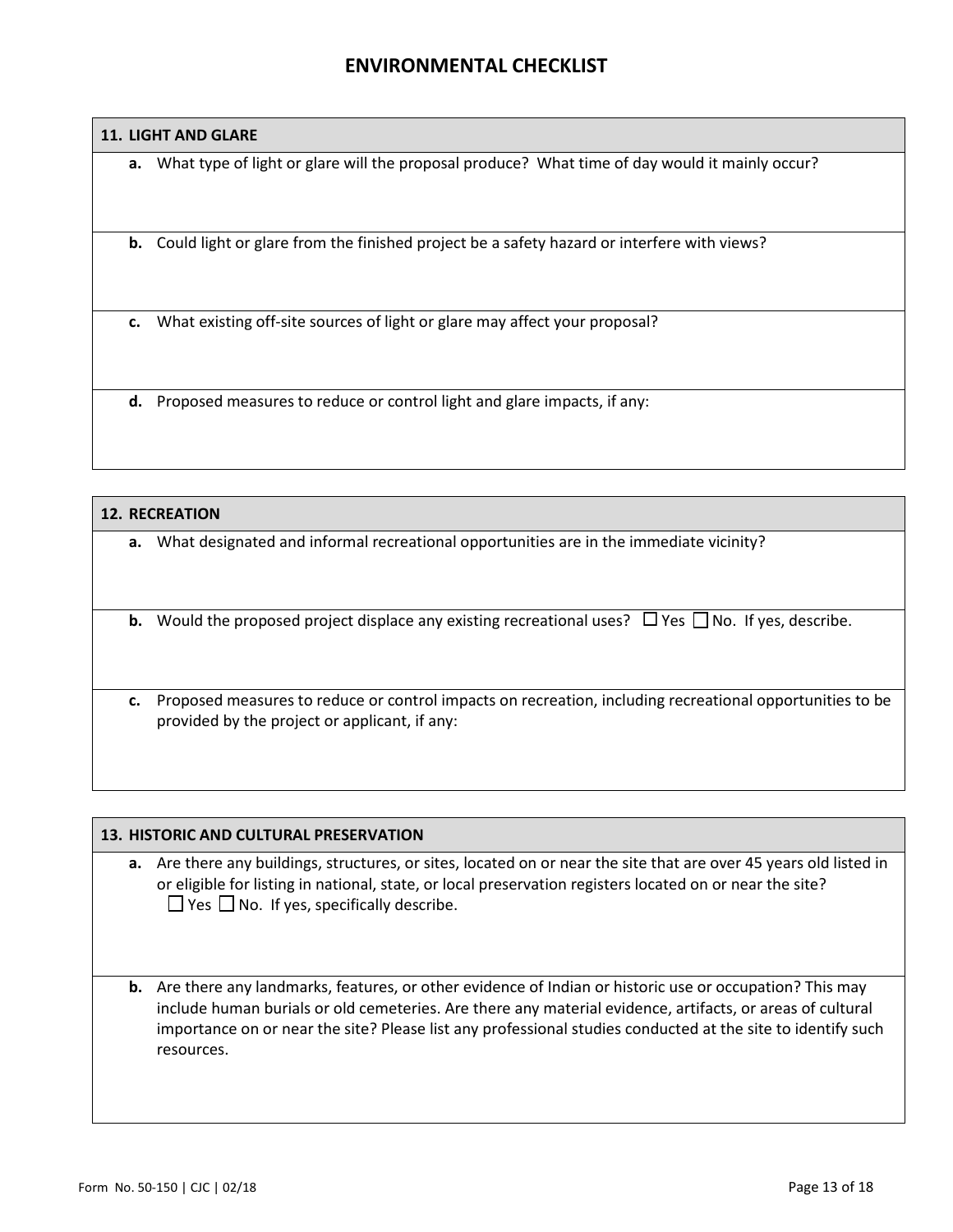# ENVIRONMENTAL CHECKLIST

## 11. LIGHT AND GLARE

**a.** What type of light or glare will the proposal produce? What time of day would it mainly occur?

**b.** Could light or glare from the finished project be a safety hazard or interfere with views?

**c.** What existing off-site sources of light or glare may affect your proposal?

**d.** Proposed measures to reduce or control light and glare impacts, if any:

## 12. RECREATION

**a.** What designated and informal recreational opportunities are in the immediate vicinity?

**b.** Would the proposed project displace any existing recreational uses? ☐ Yes ☐ No. If yes, describe.

**c.** Proposed measures to reduce or control impacts on recreation, including recreational opportunities to be provided by the project or applicant, if any:

## 13. HISTORIC AND CULTURAL PRESERVATION

**a.** Are there any buildings, structures, or sites, located on or near the site that are over 45 years old listed in or eligible for listing in national, state, or local preservation registers located on or near the site? ☐ Yes ☐ No. If yes, specifically describe.

**b.** Are there any landmarks, features, or other evidence of Indian or historic use or occupation? This may include human burials or old cemeteries. Are there any material evidence, artifacts, or areas of cultural importance on or near the site? Please list any professional studies conducted at the site to identify such resources.

Form No. 50-150 | CJC | 02/18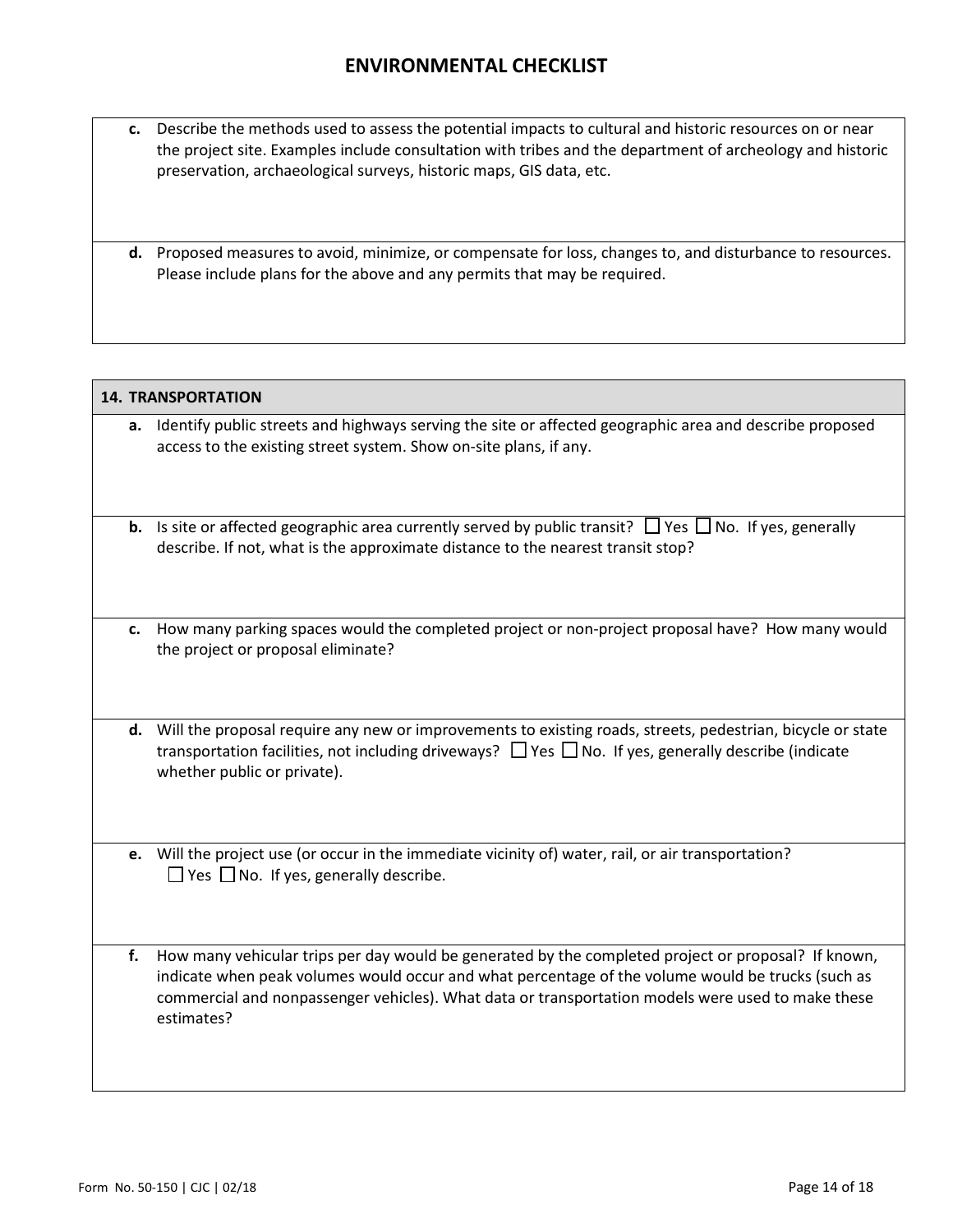# ENVIRONMENTAL CHECKLIST

**c.** Describe the methods used to assess the potential impacts to cultural and historic resources on or near the project site. Examples include consultation with tribes and the department of archeology and historic preservation, archaeological surveys, historic maps, GIS data, etc.

**d.** Proposed measures to avoid, minimize, or compensate for loss, changes to, and disturbance to resources. Please include plans for the above and any permits that may be required.

## 14. TRANSPORTATION

**a.** Identify public streets and highways serving the site or affected geographic area and describe proposed access to the existing street system. Show on-site plans, if any.

**b.** Is site or affected geographic area currently served by public transit? ☐ Yes ☐ No. If yes, generally describe. If not, what is the approximate distance to the nearest transit stop?

**c.** How many parking spaces would the completed project or non-project proposal have? How many would the project or proposal eliminate?

**d.** Will the proposal require any new or improvements to existing roads, streets, pedestrian, bicycle or state transportation facilities, not including driveways? ☐ Yes ☐ No. If yes, generally describe (indicate whether public or private).

**e.** Will the project use (or occur in the immediate vicinity of) water, rail, or air transportation? ☐ Yes ☐ No. If yes, generally describe.

**f.** How many vehicular trips per day would be generated by the completed project or proposal? If known, indicate when peak volumes would occur and what percentage of the volume would be trucks (such as commercial and nonpassenger vehicles). What data or transportation models were used to make these estimates?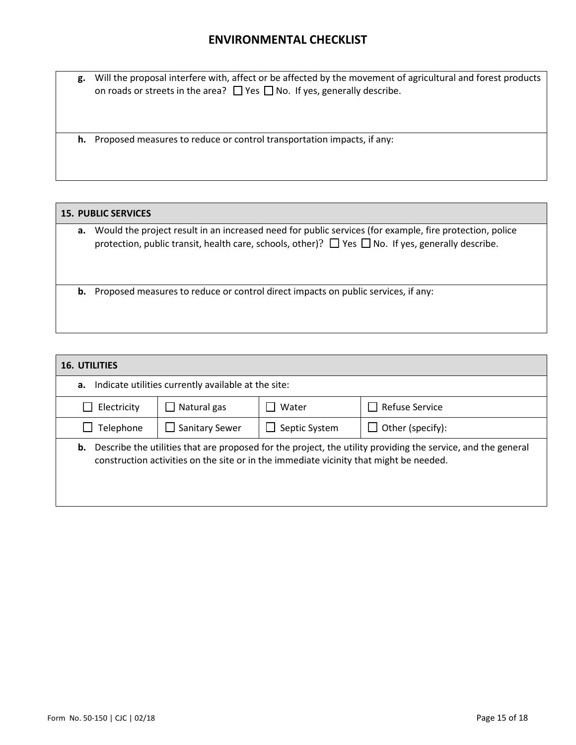# ENVIRONMENTAL CHECKLIST

**g.** Will the proposal interfere with, affect or be affected by the movement of agricultural and forest products on roads or streets in the area? ☐ Yes ☐ No. If yes, generally describe.

**h.** Proposed measures to reduce or control transportation impacts, if any:

## 15. PUBLIC SERVICES

**a.** Would the project result in an increased need for public services (for example, fire protection, police protection, public transit, health care, schools, other)? ☐ Yes ☐ No. If yes, generally describe.

**b.** Proposed measures to reduce or control direct impacts on public services, if any:

## 16. UTILITIES

**a.** Indicate utilities currently available at the site:

| | | | |
|---|---|---|---|
| ☐ Electricity | ☐ Natural gas | ☐ Water | ☐ Refuse Service |
| ☐ Telephone | ☐ Sanitary Sewer | ☐ Septic System | ☐ Other (specify): |

**b.** Describe the utilities that are proposed for the project, the utility providing the service, and the general construction activities on the site or in the immediate vicinity that might be needed.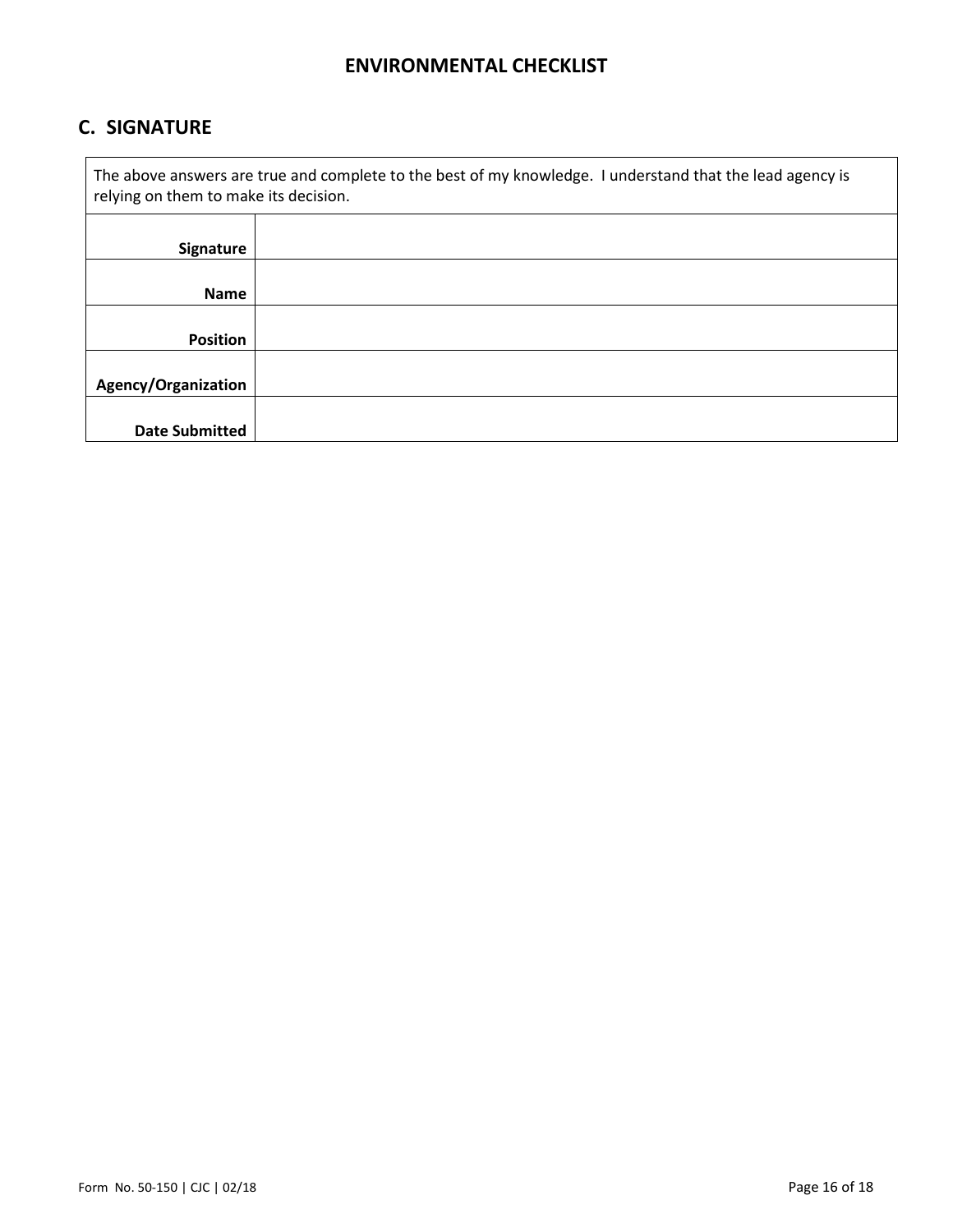## ENVIRONMENTAL CHECKLIST

## C. SIGNATURE

| The above answers are true and complete to the best of my knowledge. I understand that the lead agency is relying on them to make its decision. | |
|---|---|
| **Signature** | |
| **Name** | |
| **Position** | |
| **Agency/Organization** | |
| **Date Submitted** | |

Form No. 50-150 | CJC | 02/18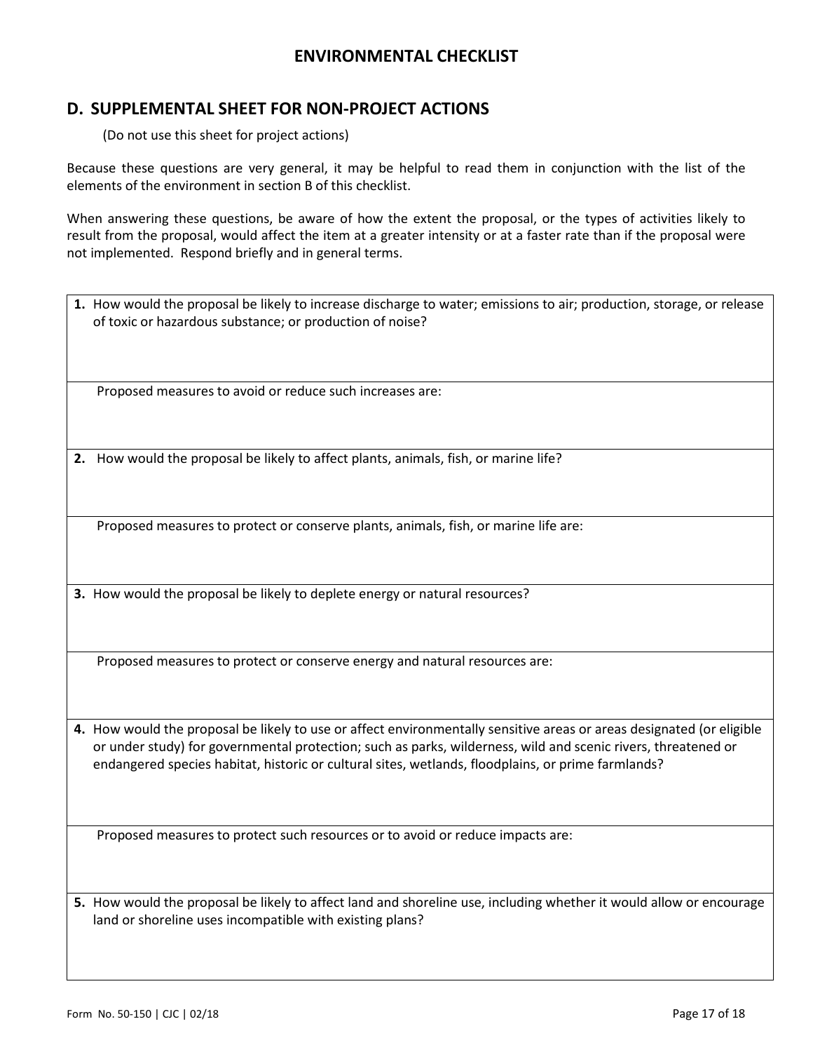# ENVIRONMENTAL CHECKLIST

## D. SUPPLEMENTAL SHEET FOR NON-PROJECT ACTIONS

(Do not use this sheet for project actions)

Because these questions are very general, it may be helpful to read them in conjunction with the list of the elements of the environment in section B of this checklist.

When answering these questions, be aware of how the extent the proposal, or the types of activities likely to result from the proposal, would affect the item at a greater intensity or at a faster rate than if the proposal were not implemented. Respond briefly and in general terms.

**1.** How would the proposal be likely to increase discharge to water; emissions to air; production, storage, or release of toxic or hazardous substance; or production of noise?

Proposed measures to avoid or reduce such increases are:

**2.** How would the proposal be likely to affect plants, animals, fish, or marine life?

Proposed measures to protect or conserve plants, animals, fish, or marine life are:

**3.** How would the proposal be likely to deplete energy or natural resources?

Proposed measures to protect or conserve energy and natural resources are:

**4.** How would the proposal be likely to use or affect environmentally sensitive areas or areas designated (or eligible or under study) for governmental protection; such as parks, wilderness, wild and scenic rivers, threatened or endangered species habitat, historic or cultural sites, wetlands, floodplains, or prime farmlands?

Proposed measures to protect such resources or to avoid or reduce impacts are:

**5.** How would the proposal be likely to affect land and shoreline use, including whether it would allow or encourage land or shoreline uses incompatible with existing plans?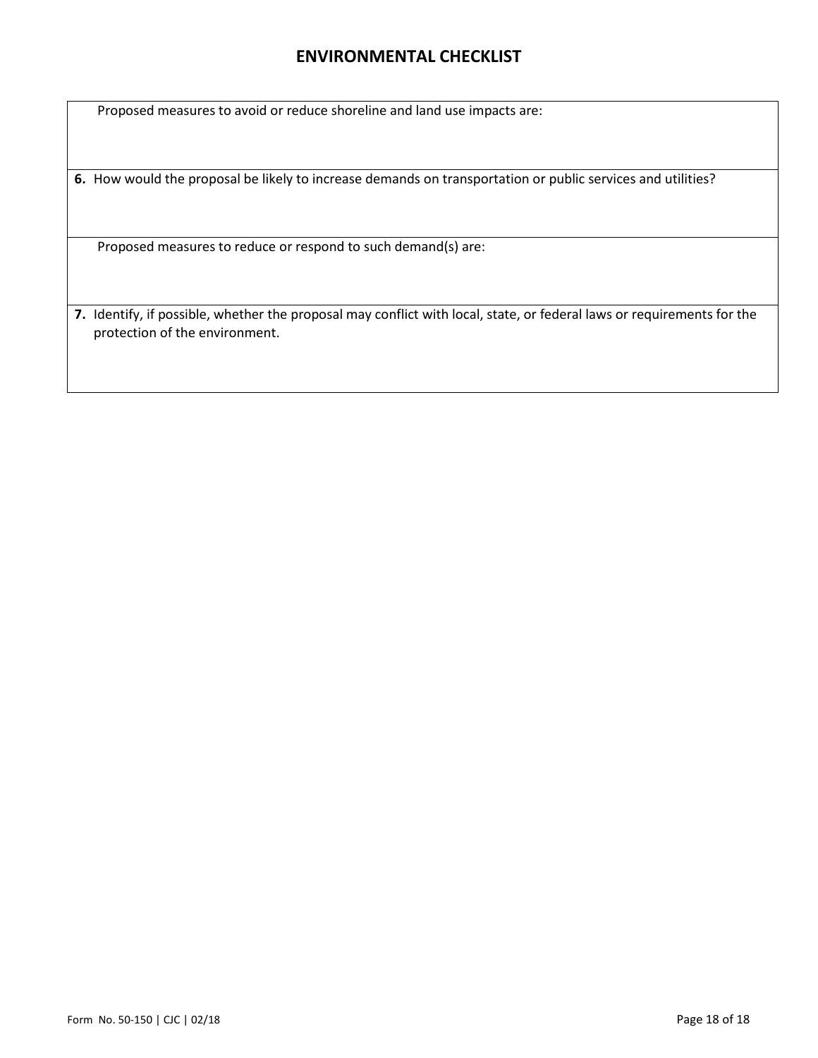## ENVIRONMENTAL CHECKLIST

Proposed measures to avoid or reduce shoreline and land use impacts are:

**6.** How would the proposal be likely to increase demands on transportation or public services and utilities?

Proposed measures to reduce or respond to such demand(s) are:

**7.** Identify, if possible, whether the proposal may conflict with local, state, or federal laws or requirements for the protection of the environment.

Form No. 50-150 | CJC | 02/18